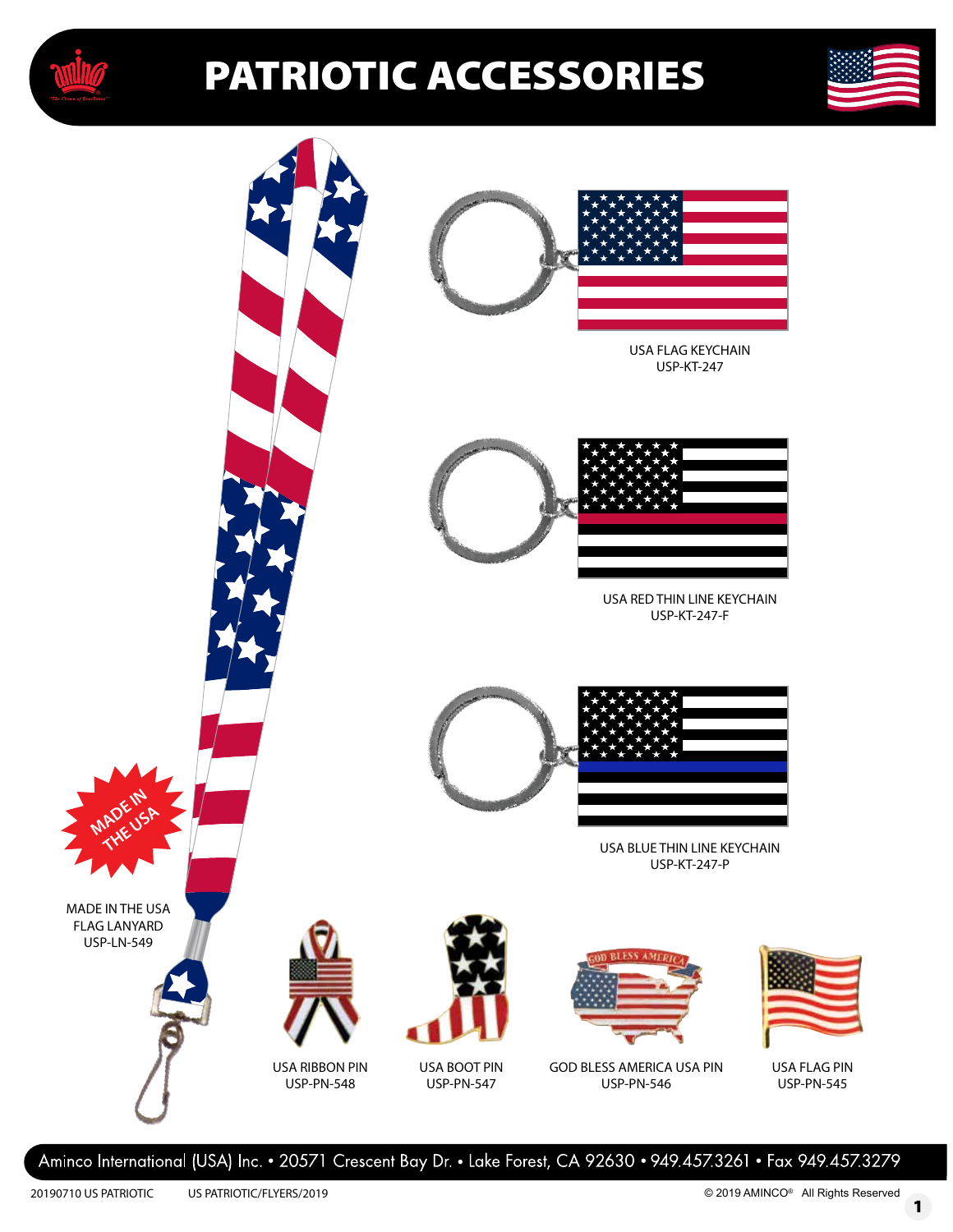# PATRIOTIC ACCESSORIES

USA FLAG KEYCHAIN
USP-KT-247

USA RED THIN LINE KEYCHAIN
USP-KT-247-F

USA BLUE THIN LINE KEYCHAIN
USP-KT-247-P

MADE IN THE USA

MADE IN THE USA FLAG LANYARD
USP-LN-549

USA RIBBON PIN
USP-PN-548

USA BOOT PIN
USP-PN-547

GOD BLESS AMERICA USA PIN
USP-PN-546

USA FLAG PIN
USP-PN-545

Aminco International (USA) Inc. • 20571 Crescent Bay Dr. • Lake Forest, CA 92630 • 949.457.3261 • Fax 949.457.3279

20190710 US PATRIOTIC US PATRIOTIC/FLYERS/2019

© 2019 AMINCO® All Rights Reserved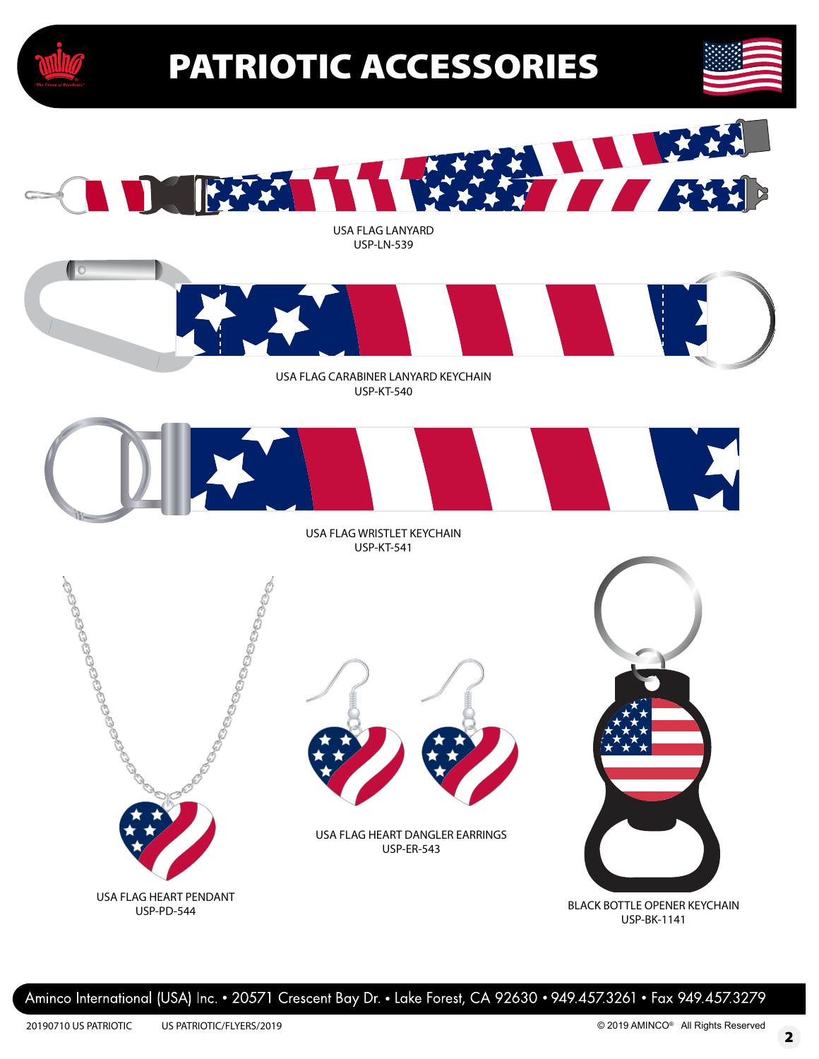# PATRIOTIC ACCESSORIES

USA FLAG LANYARD
USP-LN-539

USA FLAG CARABINER LANYARD KEYCHAIN
USP-KT-540

USA FLAG WRISTLET KEYCHAIN
USP-KT-541

USA FLAG HEART PENDANT
USP-PD-544

USA FLAG HEART DANGLER EARRINGS
USP-ER-543

BLACK BOTTLE OPENER KEYCHAIN
USP-BK-1141

Aminco International (USA) Inc. • 20571 Crescent Bay Dr. • Lake Forest, CA 92630 • 949.457.3261 • Fax 949.457.3279

20190710 US PATRIOTIC US PATRIOTIC/FLYERS/2019 © 2019 AMINCO® All Rights Reserved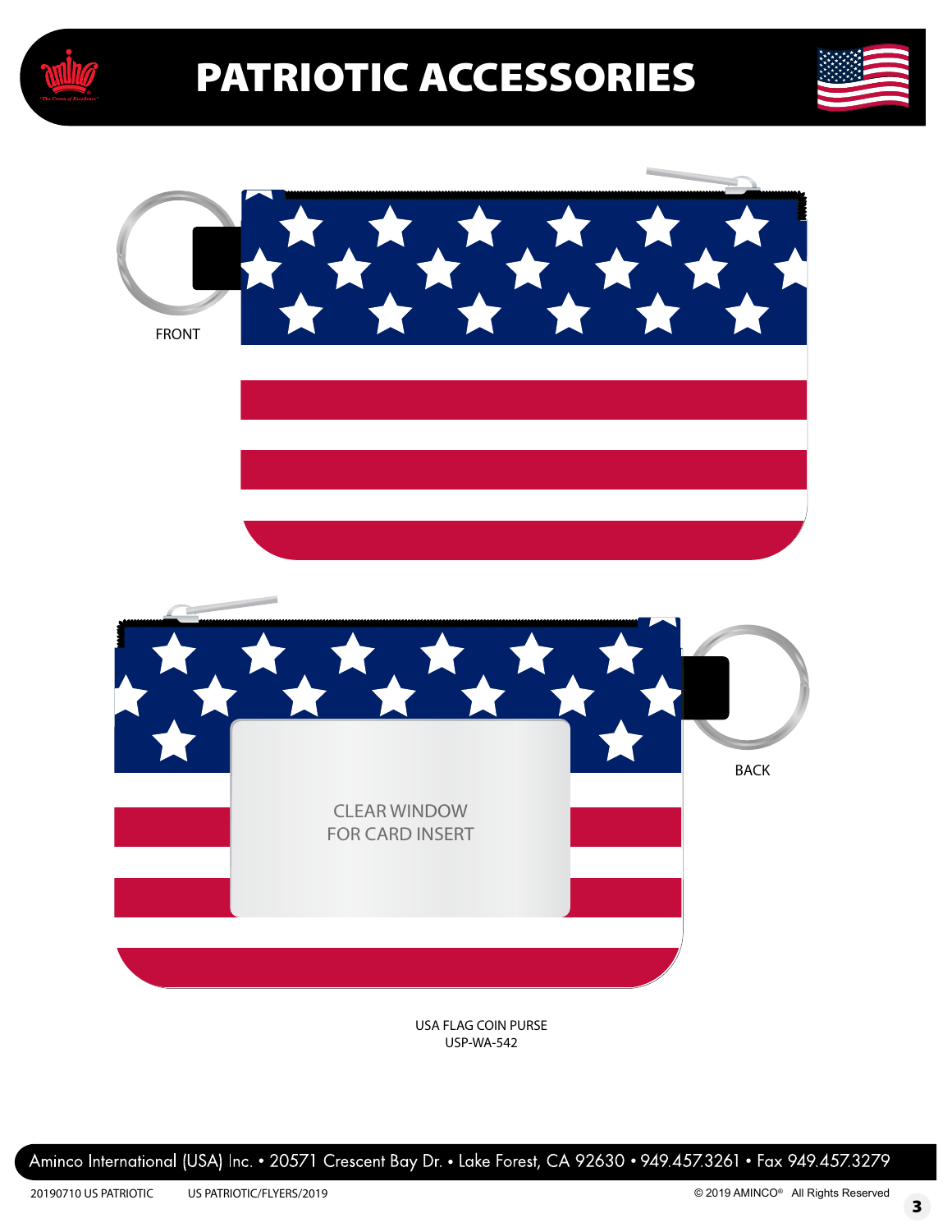# PATRIOTIC ACCESSORIES

FRONT

BACK

CLEAR WINDOW
FOR CARD INSERT

USA FLAG COIN PURSE
USP-WA-542

Aminco International (USA) Inc. • 20571 Crescent Bay Dr. • Lake Forest, CA 92630 • 949.457.3261 • Fax 949.457.3279

20190710 US PATRIOTIC US PATRIOTIC/FLYERS/2019 © 2019 AMINCO® All Rights Reserved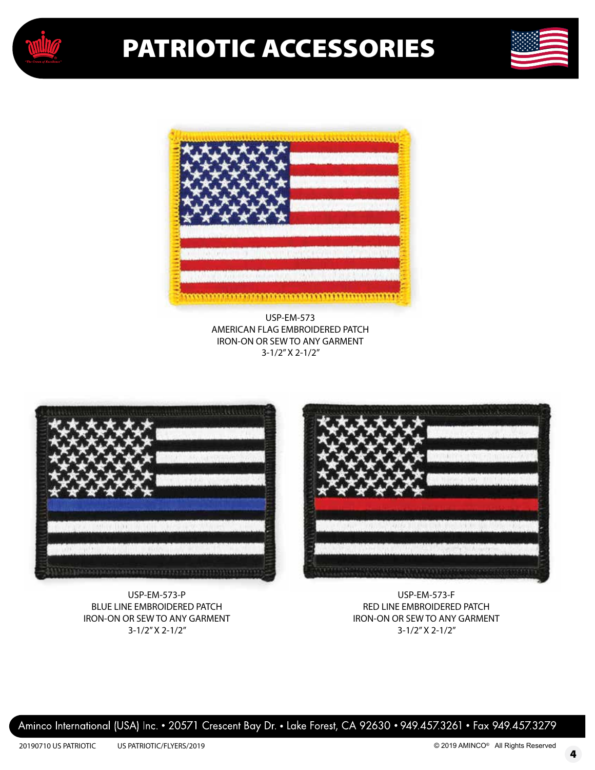# PATRIOTIC ACCESSORIES

USP-EM-573
AMERICAN FLAG EMBROIDERED PATCH
IRON-ON OR SEW TO ANY GARMENT
3-1/2" X 2-1/2"

USP-EM-573-P
BLUE LINE EMBROIDERED PATCH
IRON-ON OR SEW TO ANY GARMENT
3-1/2" X 2-1/2"

USP-EM-573-F
RED LINE EMBROIDERED PATCH
IRON-ON OR SEW TO ANY GARMENT
3-1/2" X 2-1/2"

Aminco International (USA) Inc. • 20571 Crescent Bay Dr. • Lake Forest, CA 92630 • 949.457.3261 • Fax 949.457.3279

20190710 US PATRIOTIC    US PATRIOTIC/FLYERS/2019    © 2019 AMINCO® All Rights Reserved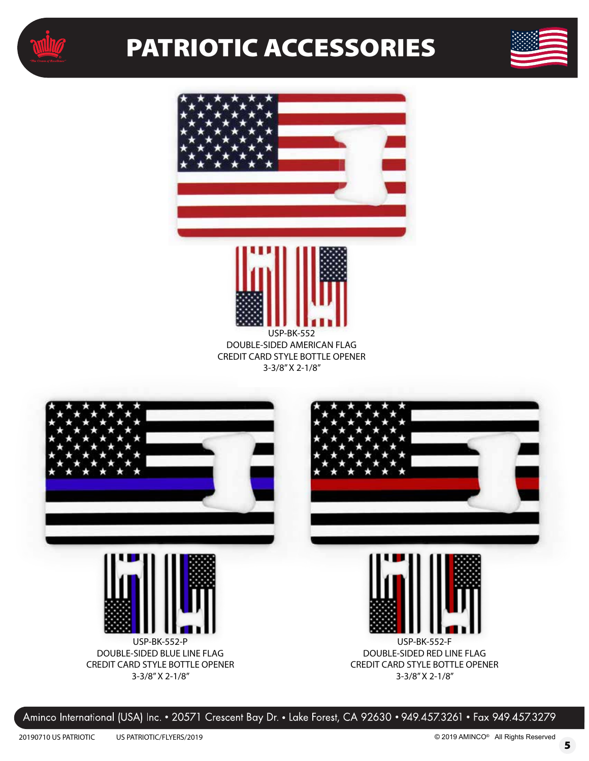# PATRIOTIC ACCESSORIES

USP-BK-552
DOUBLE-SIDED AMERICAN FLAG
CREDIT CARD STYLE BOTTLE OPENER
3-3/8" X 2-1/8"

USP-BK-552-P
DOUBLE-SIDED BLUE LINE FLAG
CREDIT CARD STYLE BOTTLE OPENER
3-3/8" X 2-1/8"

USP-BK-552-F
DOUBLE-SIDED RED LINE FLAG
CREDIT CARD STYLE BOTTLE OPENER
3-3/8" X 2-1/8"

Aminco International (USA) Inc. • 20571 Crescent Bay Dr. • Lake Forest, CA 92630 • 949.457.3261 • Fax 949.457.3279